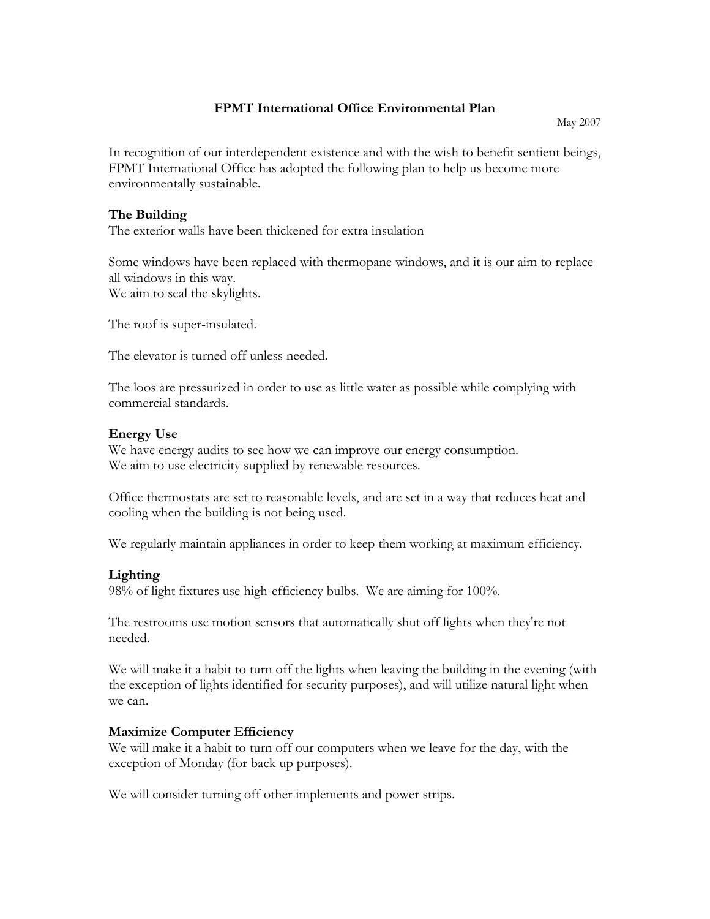# FPMT International Office Environmental Plan

May 2007

In recognition of our interdependent existence and with the wish to benefit sentient beings, FPMT International Office has adopted the following plan to help us become more environmentally sustainable.

## The Building

The exterior walls have been thickened for extra insulation

Some windows have been replaced with thermopane windows, and it is our aim to replace all windows in this way.
We aim to seal the skylights.

The roof is super-insulated.

The elevator is turned off unless needed.

The loos are pressurized in order to use as little water as possible while complying with commercial standards.

## Energy Use

We have energy audits to see how we can improve our energy consumption.
We aim to use electricity supplied by renewable resources.

Office thermostats are set to reasonable levels, and are set in a way that reduces heat and cooling when the building is not being used.

We regularly maintain appliances in order to keep them working at maximum efficiency.

## Lighting

98% of light fixtures use high-efficiency bulbs. We are aiming for 100%.

The restrooms use motion sensors that automatically shut off lights when they're not needed.

We will make it a habit to turn off the lights when leaving the building in the evening (with the exception of lights identified for security purposes), and will utilize natural light when we can.

## Maximize Computer Efficiency

We will make it a habit to turn off our computers when we leave for the day, with the exception of Monday (for back up purposes).

We will consider turning off other implements and power strips.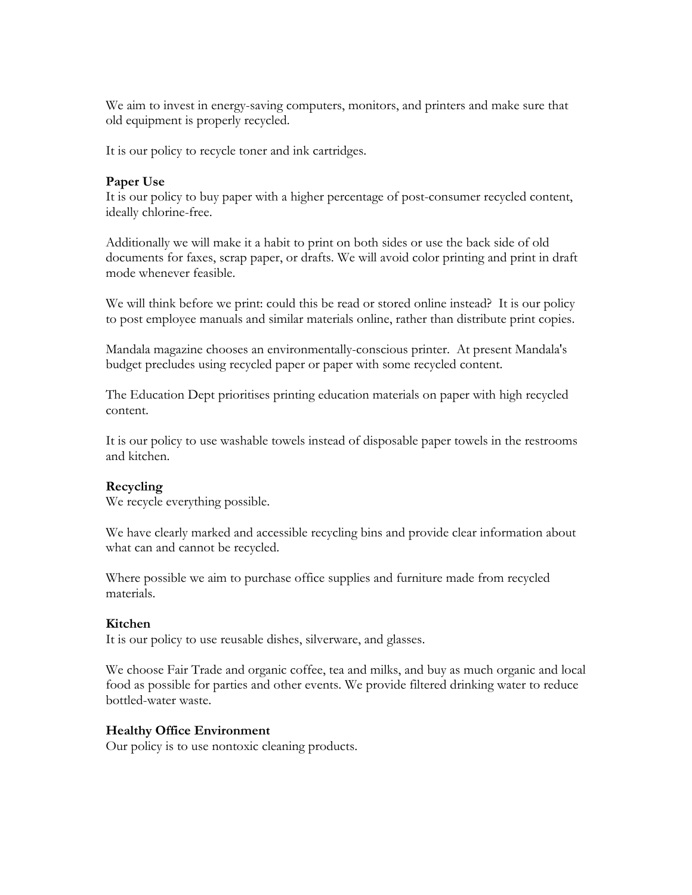We aim to invest in energy-saving computers, monitors, and printers and make sure that old equipment is properly recycled.

It is our policy to recycle toner and ink cartridges.

**Paper Use**

It is our policy to buy paper with a higher percentage of post-consumer recycled content, ideally chlorine-free.

Additionally we will make it a habit to print on both sides or use the back side of old documents for faxes, scrap paper, or drafts. We will avoid color printing and print in draft mode whenever feasible.

We will think before we print: could this be read or stored online instead? It is our policy to post employee manuals and similar materials online, rather than distribute print copies.

Mandala magazine chooses an environmentally-conscious printer. At present Mandala's budget precludes using recycled paper or paper with some recycled content.

The Education Dept prioritises printing education materials on paper with high recycled content.

It is our policy to use washable towels instead of disposable paper towels in the restrooms and kitchen.

**Recycling**

We recycle everything possible.

We have clearly marked and accessible recycling bins and provide clear information about what can and cannot be recycled.

Where possible we aim to purchase office supplies and furniture made from recycled materials.

**Kitchen**

It is our policy to use reusable dishes, silverware, and glasses.

We choose Fair Trade and organic coffee, tea and milks, and buy as much organic and local food as possible for parties and other events. We provide filtered drinking water to reduce bottled-water waste.

**Healthy Office Environment**

Our policy is to use nontoxic cleaning products.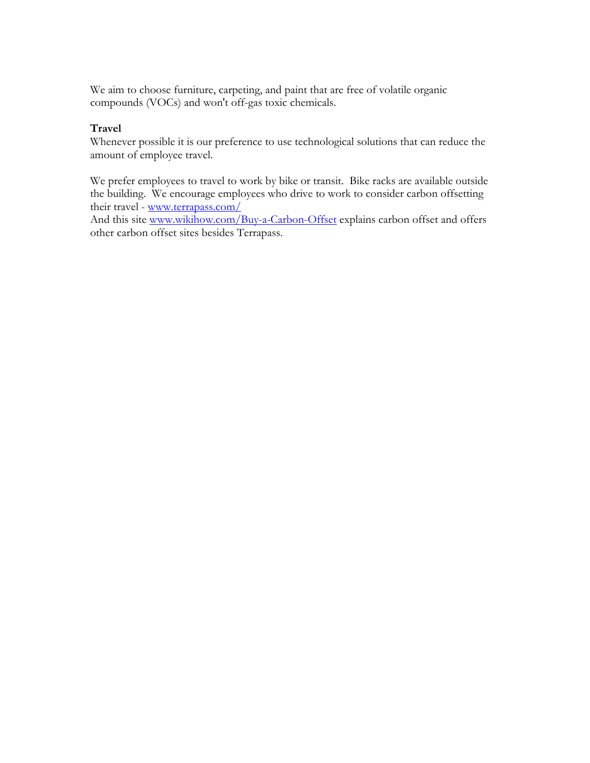We aim to choose furniture, carpeting, and paint that are free of volatile organic compounds (VOCs) and won't off-gas toxic chemicals.

**Travel**

Whenever possible it is our preference to use technological solutions that can reduce the amount of employee travel.

We prefer employees to travel to work by bike or transit. Bike racks are available outside the building. We encourage employees who drive to work to consider carbon offsetting their travel - [www.terrapass.com/](http://www.terrapass.com/)
And this site [www.wikihow.com/Buy-a-Carbon-Offset](http://www.wikihow.com/Buy-a-Carbon-Offset) explains carbon offset and offers other carbon offset sites besides Terrapass.